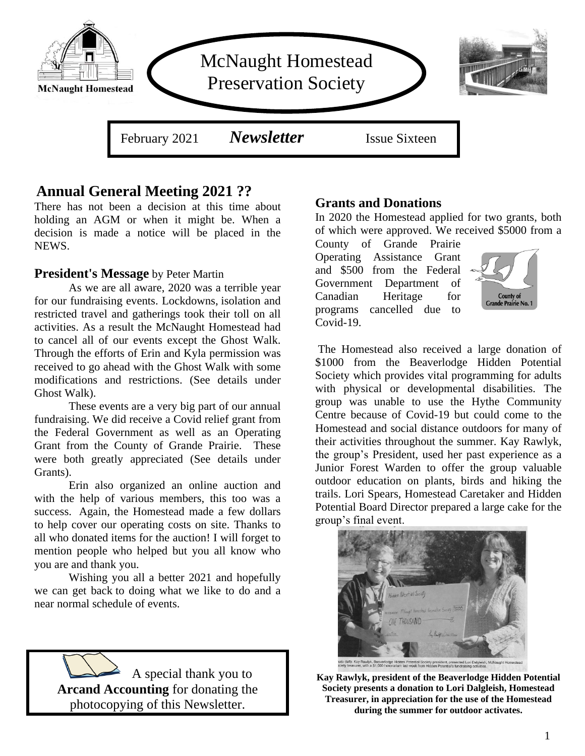# McNaught Homestead Preservation Society

McNaught Homestead

February 2021 ***Newsletter*** Issue Sixteen

## Annual General Meeting 2021 ??

There has not been a decision at this time about holding an AGM or when it might be. When a decision is made a notice will be placed in the NEWS.

### President's Message by Peter Martin

As we are all aware, 2020 was a terrible year for our fundraising events. Lockdowns, isolation and restricted travel and gatherings took their toll on all activities. As a result the McNaught Homestead had to cancel all of our events except the Ghost Walk. Through the efforts of Erin and Kyla permission was received to go ahead with the Ghost Walk with some modifications and restrictions. (See details under Ghost Walk).

These events are a very big part of our annual fundraising. We did receive a Covid relief grant from the Federal Government as well as an Operating Grant from the County of Grande Prairie. These were both greatly appreciated (See details under Grants).

Erin also organized an online auction and with the help of various members, this too was a success. Again, the Homestead made a few dollars to help cover our operating costs on site. Thanks to all who donated items for the auction! I will forget to mention people who helped but you all know who you are and thank you.

Wishing you all a better 2021 and hopefully we can get back to doing what we like to do and a near normal schedule of events.

A special thank you to **Arcand Accounting** for donating the photocopying of this Newsletter.

### Grants and Donations

In 2020 the Homestead applied for two grants, both of which were approved. We received $5000 from a County of Grande Prairie Operating Assistance Grant and $500 from the Federal Government Department of Canadian Heritage for programs cancelled due to Covid-19.

County of Grande Prairie No. 1

The Homestead also received a large donation of $1000 from the Beaverlodge Hidden Potential Society which provides vital programming for adults with physical or developmental disabilities. The group was unable to use the Hythe Community Centre because of Covid-19 but could come to the Homestead and social distance outdoors for many of their activities throughout the summer. Kay Rawlyk, the group's President, used her past experience as a Junior Forest Warden to offer the group valuable outdoor education on plants, birds and hiking the trails. Lori Spears, Homestead Caretaker and Hidden Potential Board Director prepared a large cake for the group's final event.

**Kay Rawlyk, president of the Beaverlodge Hidden Potential Society presents a donation to Lori Dalgleish, Homestead Treasurer, in appreciation for the use of the Homestead during the summer for outdoor activates.**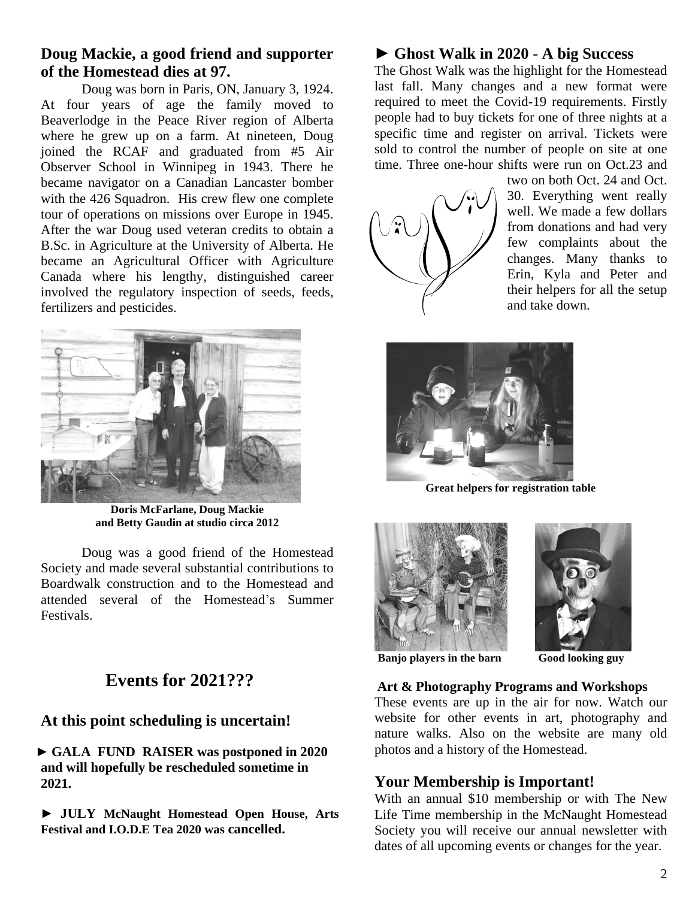## Doug Mackie, a good friend and supporter of the Homestead dies at 97.

Doug was born in Paris, ON, January 3, 1924. At four years of age the family moved to Beaverlodge in the Peace River region of Alberta where he grew up on a farm. At nineteen, Doug joined the RCAF and graduated from #5 Air Observer School in Winnipeg in 1943. There he became navigator on a Canadian Lancaster bomber with the 426 Squadron. His crew flew one complete tour of operations on missions over Europe in 1945. After the war Doug used veteran credits to obtain a B.Sc. in Agriculture at the University of Alberta. He became an Agricultural Officer with Agriculture Canada where his lengthy, distinguished career involved the regulatory inspection of seeds, feeds, fertilizers and pesticides.

**Doris McFarlane, Doug Mackie and Betty Gaudin at studio circa 2012**

Doug was a good friend of the Homestead Society and made several substantial contributions to Boardwalk construction and to the Homestead and attended several of the Homestead's Summer Festivals.

## Events for 2021???

### At this point scheduling is uncertain!

**► GALA FUND RAISER was postponed in 2020 and will hopefully be rescheduled sometime in 2021.**

**► JULY McNaught Homestead Open House, Arts Festival and I.O.D.E Tea 2020 was cancelled.**

## ► Ghost Walk in 2020 - A big Success

The Ghost Walk was the highlight for the Homestead last fall. Many changes and a new format were required to meet the Covid-19 requirements. Firstly people had to buy tickets for one of three nights at a specific time and register on arrival. Tickets were sold to control the number of people on site at one time. Three one-hour shifts were run on Oct.23 and two on both Oct. 24 and Oct. 30. Everything went really well. We made a few dollars from donations and had very few complaints about the changes. Many thanks to Erin, Kyla and Peter and their helpers for all the setup and take down.

**Great helpers for registration table**

**Banjo players in the barn**

**Good looking guy**

### Art & Photography Programs and Workshops

These events are up in the air for now. Watch our website for other events in art, photography and nature walks. Also on the website are many old photos and a history of the Homestead.

## Your Membership is Important!

With an annual $10 membership or with The New Life Time membership in the McNaught Homestead Society you will receive our annual newsletter with dates of all upcoming events or changes for the year.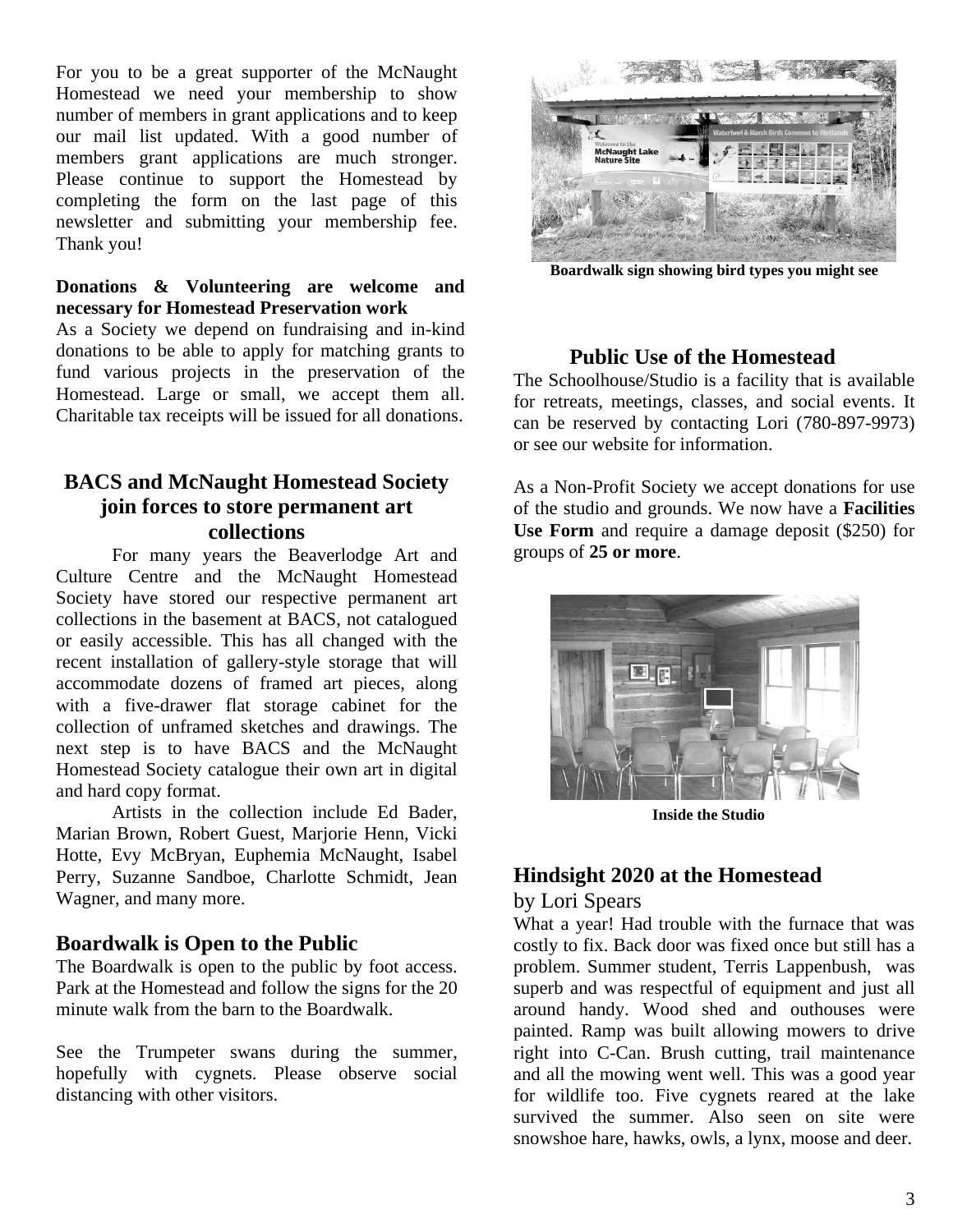For you to be a great supporter of the McNaught Homestead we need your membership to show number of members in grant applications and to keep our mail list updated. With a good number of members grant applications are much stronger. Please continue to support the Homestead by completing the form on the last page of this newsletter and submitting your membership fee. Thank you!

**Donations & Volunteering are welcome and necessary for Homestead Preservation work**

As a Society we depend on fundraising and in-kind donations to be able to apply for matching grants to fund various projects in the preservation of the Homestead. Large or small, we accept them all. Charitable tax receipts will be issued for all donations.

## BACS and McNaught Homestead Society join forces to store permanent art collections

For many years the Beaverlodge Art and Culture Centre and the McNaught Homestead Society have stored our respective permanent art collections in the basement at BACS, not catalogued or easily accessible. This has all changed with the recent installation of gallery-style storage that will accommodate dozens of framed art pieces, along with a five-drawer flat storage cabinet for the collection of unframed sketches and drawings. The next step is to have BACS and the McNaught Homestead Society catalogue their own art in digital and hard copy format.

Artists in the collection include Ed Bader, Marian Brown, Robert Guest, Marjorie Henn, Vicki Hotte, Evy McBryan, Euphemia McNaught, Isabel Perry, Suzanne Sandboe, Charlotte Schmidt, Jean Wagner, and many more.

## Boardwalk is Open to the Public

The Boardwalk is open to the public by foot access. Park at the Homestead and follow the signs for the 20 minute walk from the barn to the Boardwalk.

See the Trumpeter swans during the summer, hopefully with cygnets. Please observe social distancing with other visitors.

**Boardwalk sign showing bird types you might see**

## Public Use of the Homestead

The Schoolhouse/Studio is a facility that is available for retreats, meetings, classes, and social events. It can be reserved by contacting Lori (780-897-9973) or see our website for information.

As a Non-Profit Society we accept donations for use of the studio and grounds. We now have a **Facilities Use Form** and require a damage deposit ($250) for groups of **25 or more**.

**Inside the Studio**

## Hindsight 2020 at the Homestead

by Lori Spears

What a year! Had trouble with the furnace that was costly to fix. Back door was fixed once but still has a problem. Summer student, Terris Lappenbush, was superb and was respectful of equipment and just all around handy. Wood shed and outhouses were painted. Ramp was built allowing mowers to drive right into C-Can. Brush cutting, trail maintenance and all the mowing went well. This was a good year for wildlife too. Five cygnets reared at the lake survived the summer. Also seen on site were snowshoe hare, hawks, owls, a lynx, moose and deer.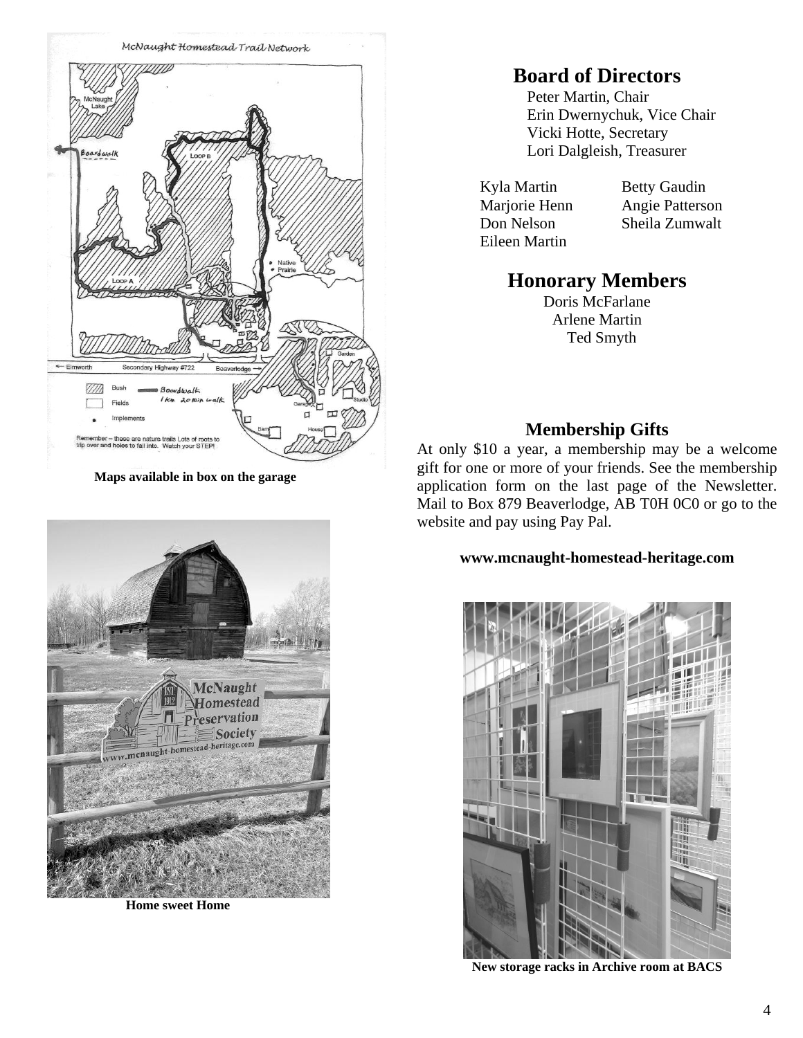Maps available in box on the garage

Home sweet Home

## Board of Directors

Peter Martin, Chair
Erin Dwernychuk, Vice Chair
Vicki Hotte, Secretary
Lori Dalgleish, Treasurer

Kyla Martin
Marjorie Henn
Don Nelson
Eileen Martin
Betty Gaudin
Angie Patterson
Sheila Zumwalt

## Honorary Members

Doris McFarlane
Arlene Martin
Ted Smyth

### Membership Gifts

At only $10 a year, a membership may be a welcome gift for one or more of your friends. See the membership application form on the last page of the Newsletter. Mail to Box 879 Beaverlodge, AB T0H 0C0 or go to the website and pay using Pay Pal.

**www.mcnaught-homestead-heritage.com**

New storage racks in Archive room at BACS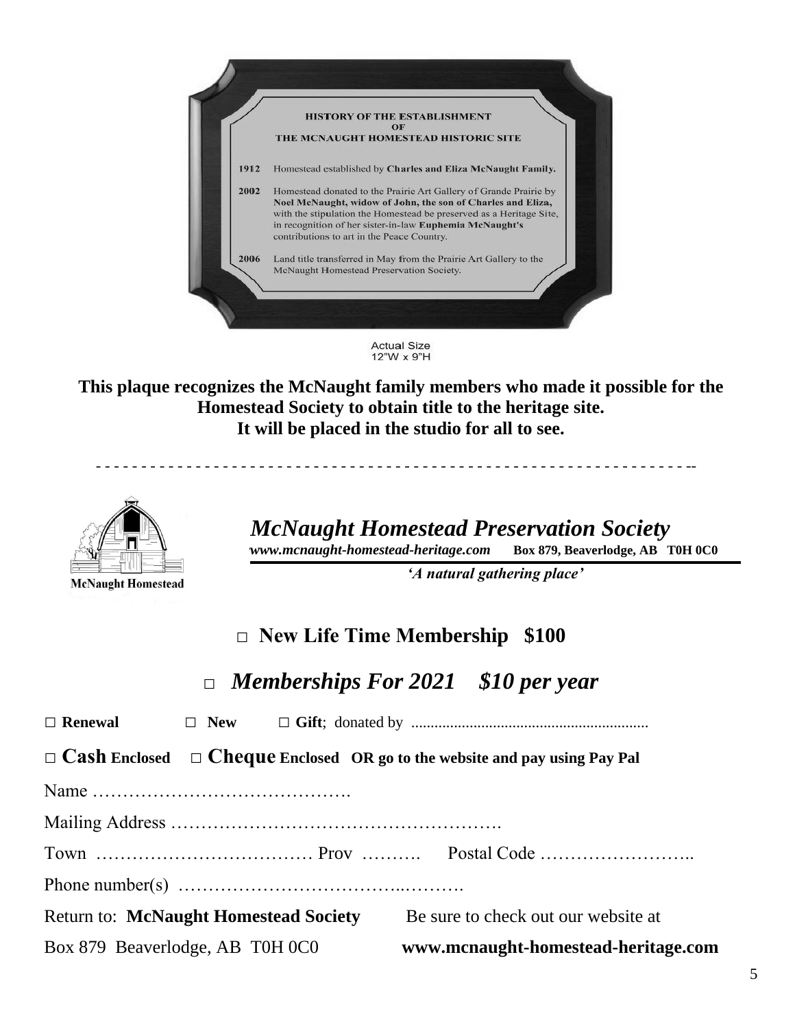**HISTORY OF THE ESTABLISHMENT OF THE MCNAUGHT HOMESTEAD HISTORIC SITE**

1912 Homestead established by **Charles and Eliza McNaught Family.**

2002 Homestead donated to the Prairie Art Gallery of Grande Prairie by **Noel McNaught, widow of John, the son of Charles and Eliza,** with the stipulation the Homestead be preserved as a Heritage Site, in recognition of her sister-in-law **Euphemia McNaught's** contributions to art in the Peace Country.

2006 Land title transferred in May from the Prairie Art Gallery to the McNaught Homestead Preservation Society.

Actual Size
12"W x 9"H

**This plaque recognizes the McNaught family members who made it possible for the Homestead Society to obtain title to the heritage site.**
**It will be placed in the studio for all to see.**

- - - - - - - - - - - - - - - - - - - - - - - - - - - - - - - - - - - - - - - - - - - - - - - - - - - - - - - - - - - - - -

McNaught Homestead

# *McNaught Homestead Preservation Society*

***www.mcnaught-homestead-heritage.com*** **Box 879, Beaverlodge, AB T0H 0C0**

***'A natural gathering place'***

## □ New Life Time Membership $100

## □ *Memberships For 2021 $10 per year*

□ **Renewal** □ **New** □ **Gift**; donated by ............................................................

□ **Cash** **Enclosed** □ **Cheque** **Enclosed OR go to the website and pay using Pay Pal**

Name …………………………………….

Mailing Address ……………………………………………….

Town ……………………………… Prov ………. Postal Code ……………………..

Phone number(s) ……………………………...……….

Return to: **McNaught Homestead Society** Be sure to check out our website at

Box 879 Beaverlodge, AB T0H 0C0 **www.mcnaught-homestead-heritage.com**